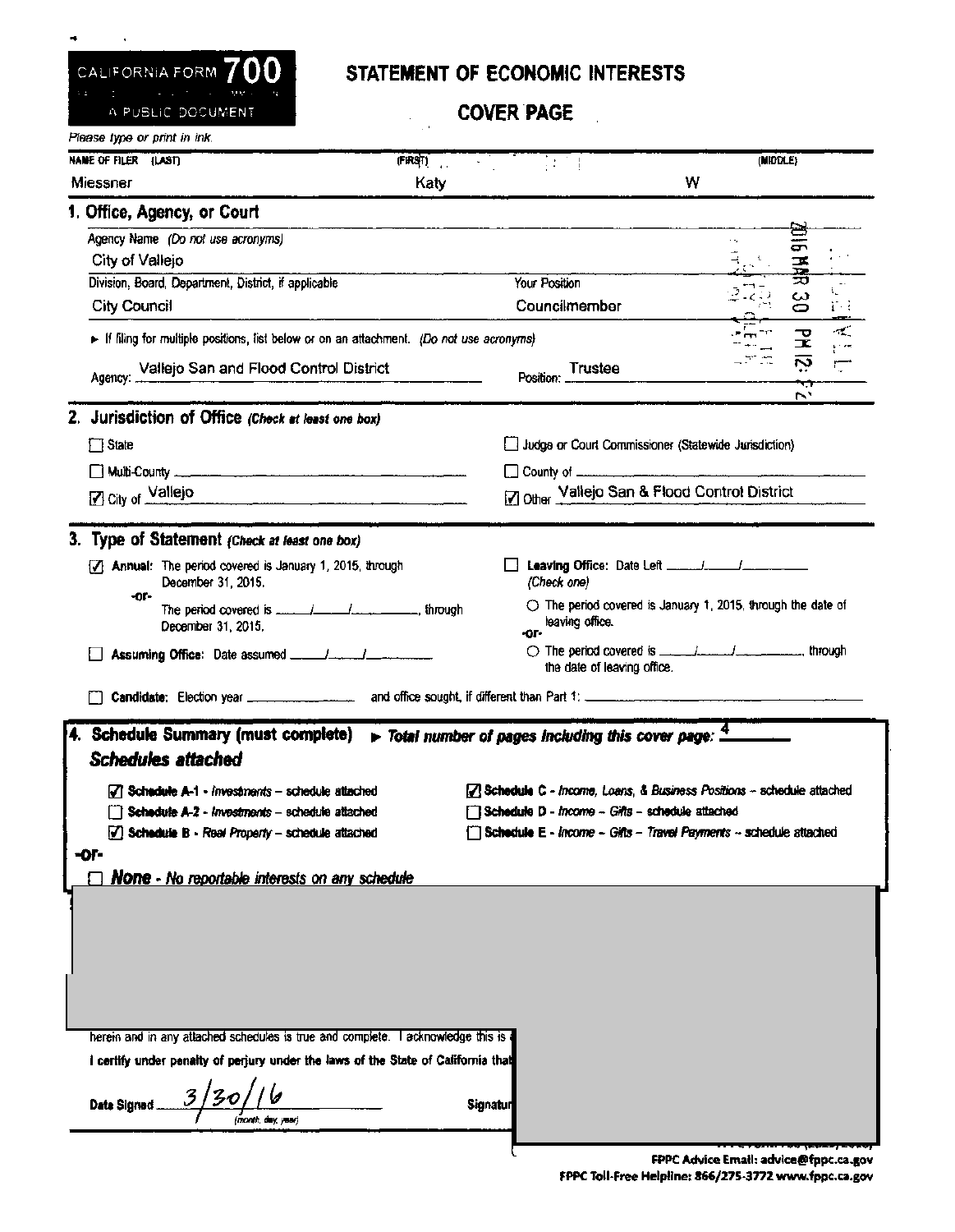CALIFORNIA FORM 700

A PUBLIC DOCUMENT

# STATEMENT OF ECONOMIC INTERESTS

## COVER PAGE

*Please type or print in ink.*

| NAME OF FILER (LAST) | (FIRST) | (MIDDLE) |
|---|---|---|
| Miessner | Katy | W |

## 1. Office, Agency, or Court

Agency Name *(Do not use acronyms)*

City of Vallejo

| Division, Board, Department, District, if applicable | Your Position |
|---|---|
| City Council | Councilmember |

► If filing for multiple positions, list below or on an attachment. *(Do not use acronyms)*

Agency: Vallejo San and Flood Control District  Position: Trustee

2016 MAR 30 PM 12:

## 2. Jurisdiction of Office *(Check at least one box)*

- ☐ State
- ☐ Judge or Court Commissioner (Statewide Jurisdiction)
- ☐ Multi-County ______
- ☐ County of ______
- ☑ City of Vallejo
- ☑ Other Vallejo San & Flood Control District

## 3. Type of Statement *(Check at least one box)*

- ☑ **Annual:** The period covered is January 1, 2015, through December 31, 2015.

  -or-

  The period covered is ___/___/______, through December 31, 2015.

- ☐ **Leaving Office:** Date Left ___/___/______ *(Check one)*
  - ○ The period covered is January 1, 2015, through the date of leaving office.

    -or-

  - ○ The period covered is ___/___/______, through the date of leaving office.

- ☐ **Assuming Office:** Date assumed ___/___/______

- ☐ **Candidate:** Election year ______ and office sought, if different than Part 1: ______

## 4. Schedule Summary (must complete) ► *Total number of pages including this cover page:* 4

### *Schedules attached*

- ☑ **Schedule A-1** - *Investments* – schedule attached
- ☐ **Schedule A-2** - *Investments* – schedule attached
- ☑ **Schedule B** - *Real Property* – schedule attached
- ☑ **Schedule C** - *Income, Loans, & Business Positions* – schedule attached
- ☐ **Schedule D** - *Income – Gifts* – schedule attached
- ☐ **Schedule E** - *Income – Gifts – Travel Payments* – schedule attached

-or-

- ☐ ***None*** - *No reportable interests on any schedule*

herein and in any attached schedules is true and complete. I acknowledge this is

**I certify under penalty of perjury under the laws of the State of California that**

Date Signed 3/30/16 *(month, day, year)*  Signatur

FPPC Advice Email: advice@fppc.ca.gov

FPPC Toll-Free Helpline: 866/275-3772 www.fppc.ca.gov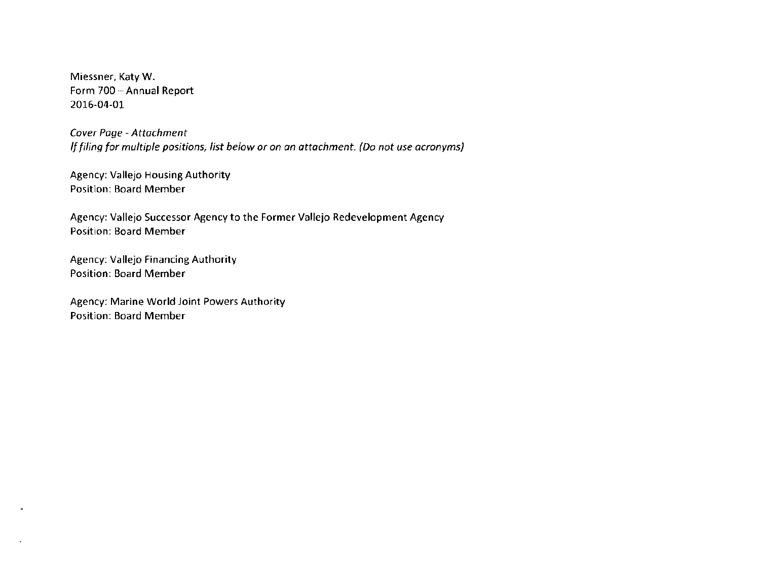Miessner, Katy W.
Form 700 – Annual Report
2016-04-01

*Cover Page - Attachment*
*If filing for multiple positions, list below or on an attachment. (Do not use acronyms)*

Agency: Vallejo Housing Authority
Position: Board Member

Agency: Vallejo Successor Agency to the Former Vallejo Redevelopment Agency
Position: Board Member

Agency: Vallejo Financing Authority
Position: Board Member

Agency: Marine World Joint Powers Authority
Position: Board Member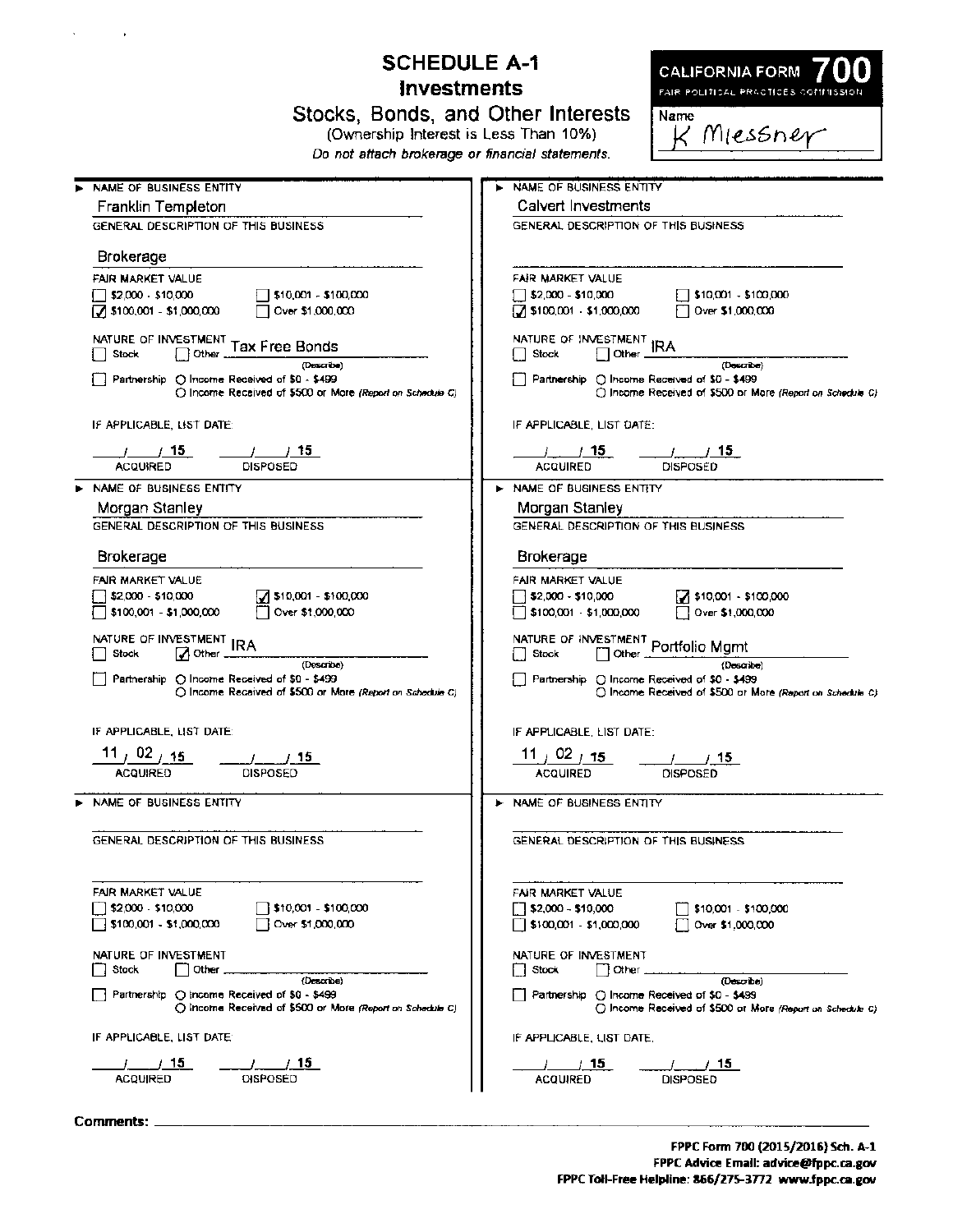# SCHEDULE A-1
## Investments
### Stocks, Bonds, and Other Interests
(Ownership Interest is Less Than 10%)

*Do not attach brokerage or financial statements.*

**CALIFORNIA FORM 700**
FAIR POLITICAL PRACTICES COMMISSION

Name: K Miessner

---

**NAME OF BUSINESS ENTITY**
Franklin Templeton

GENERAL DESCRIPTION OF THIS BUSINESS
Brokerage

FAIR MARKET VALUE
- [ ] $2,000 - $10,000
- [ ] $10,001 - $100,000
- [x] $100,001 - $1,000,000
- [ ] Over $1,000,000

NATURE OF INVESTMENT
- [ ] Stock
- [ ] Other Tax Free Bonds (Describe)
- [ ] Partnership ○ Income Received of $0 - $499 ○ Income Received of $500 or More *(Report on Schedule C)*

IF APPLICABLE, LIST DATE:
___/___/ 15 ACQUIRED ___/___/ 15 DISPOSED

---

**NAME OF BUSINESS ENTITY**
Calvert Investments

GENERAL DESCRIPTION OF THIS BUSINESS

FAIR MARKET VALUE
- [ ] $2,000 - $10,000
- [ ] $10,001 - $100,000
- [x] $100,001 - $1,000,000
- [ ] Over $1,000,000

NATURE OF INVESTMENT
- [ ] Stock
- [ ] Other IRA (Describe)
- [ ] Partnership ○ Income Received of $0 - $499 ○ Income Received of $500 or More *(Report on Schedule C)*

IF APPLICABLE, LIST DATE:
___/___/ 15 ACQUIRED ___/___/ 15 DISPOSED

---

**NAME OF BUSINESS ENTITY**
Morgan Stanley

GENERAL DESCRIPTION OF THIS BUSINESS
Brokerage

FAIR MARKET VALUE
- [ ] $2,000 - $10,000
- [x] $10,001 - $100,000
- [ ] $100,001 - $1,000,000
- [ ] Over $1,000,000

NATURE OF INVESTMENT
- [ ] Stock
- [x] Other IRA (Describe)
- [ ] Partnership ○ Income Received of $0 - $499 ○ Income Received of $500 or More *(Report on Schedule C)*

IF APPLICABLE, LIST DATE:
11 / 02 / 15 ACQUIRED ___/___/ 15 DISPOSED

---

**NAME OF BUSINESS ENTITY**
Morgan Stanley

GENERAL DESCRIPTION OF THIS BUSINESS
Brokerage

FAIR MARKET VALUE
- [ ] $2,000 - $10,000
- [x] $10,001 - $100,000
- [ ] $100,001 - $1,000,000
- [ ] Over $1,000,000

NATURE OF INVESTMENT
- [ ] Stock
- [ ] Other Portfolio Mgmt (Describe)
- [ ] Partnership ○ Income Received of $0 - $499 ○ Income Received of $500 or More *(Report on Schedule C)*

IF APPLICABLE, LIST DATE:
11 / 02 / 15 ACQUIRED ___/___/ 15 DISPOSED

---

**NAME OF BUSINESS ENTITY**

GENERAL DESCRIPTION OF THIS BUSINESS

FAIR MARKET VALUE
- [ ] $2,000 - $10,000
- [ ] $10,001 - $100,000
- [ ] $100,001 - $1,000,000
- [ ] Over $1,000,000

NATURE OF INVESTMENT
- [ ] Stock
- [ ] Other ______ (Describe)
- [ ] Partnership ○ Income Received of $0 - $499 ○ Income Received of $500 or More *(Report on Schedule C)*

IF APPLICABLE, LIST DATE:
___/___/ 15 ACQUIRED ___/___/ 15 DISPOSED

---

**NAME OF BUSINESS ENTITY**

GENERAL DESCRIPTION OF THIS BUSINESS

FAIR MARKET VALUE
- [ ] $2,000 - $10,000
- [ ] $10,001 - $100,000
- [ ] $100,001 - $1,000,000
- [ ] Over $1,000,000

NATURE OF INVESTMENT
- [ ] Stock
- [ ] Other ______ (Describe)
- [ ] Partnership ○ Income Received of $0 - $499 ○ Income Received of $500 or More *(Report on Schedule C)*

IF APPLICABLE, LIST DATE:
___/___/ 15 ACQUIRED ___/___/ 15 DISPOSED

---

**Comments:** ______

FPPC Form 700 (2015/2016) Sch. A-1
FPPC Advice Email: advice@fppc.ca.gov
FPPC Toll-Free Helpline: 866/275-3772 www.fppc.ca.gov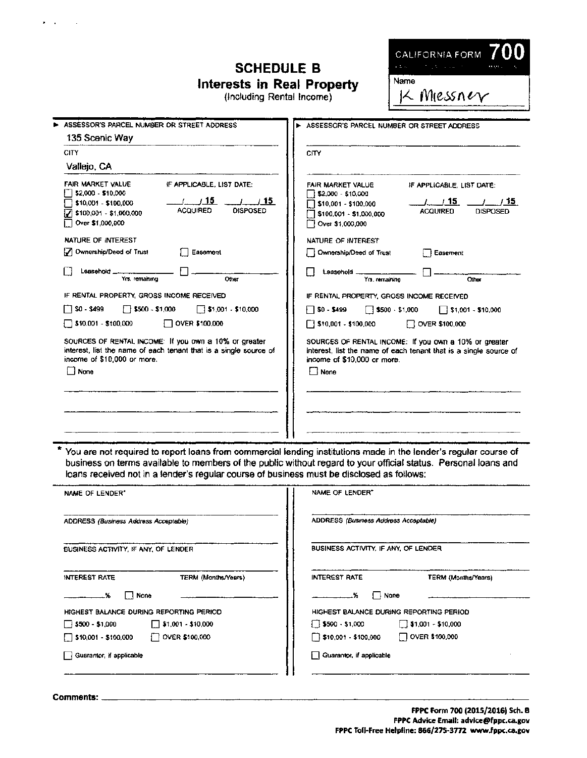# SCHEDULE B
## Interests in Real Property
(Including Rental Income)

**CALIFORNIA FORM 700**

Name: K Miessner

---

**► ASSESSOR'S PARCEL NUMBER OR STREET ADDRESS**

135 Scenic Way

**CITY**

Vallejo, CA

**FAIR MARKET VALUE**

- [ ] $2,000 - $10,000
- [ ] $10,001 - $100,000
- [x] $100,001 - $1,000,000
- [ ] Over $1,000,000

**IF APPLICABLE, LIST DATE:**

\_\_/\_\_/15 ACQUIRED    \_\_/\_\_/15 DISPOSED

**NATURE OF INTEREST**

- [x] Ownership/Deed of Trust
- [ ] Easement
- [ ] Leasehold \_\_\_\_\_ Yrs. remaining
- [ ] \_\_\_\_\_ Other

**IF RENTAL PROPERTY, GROSS INCOME RECEIVED**

- [ ] $0 - $499
- [ ] $500 - $1,000
- [ ] $1,001 - $10,000
- [ ] $10,001 - $100,000
- [ ] OVER $100,000

**SOURCES OF RENTAL INCOME:** If you own a 10% or greater interest, list the name of each tenant that is a single source of income of $10,000 or more.

- [ ] None

---

**► ASSESSOR'S PARCEL NUMBER OR STREET ADDRESS**

**CITY**

**FAIR MARKET VALUE**

- [ ] $2,000 - $10,000
- [ ] $10,001 - $100,000
- [ ] $100,001 - $1,000,000
- [ ] Over $1,000,000

**IF APPLICABLE, LIST DATE:**

\_\_/\_\_/15 ACQUIRED    \_\_/\_\_/15 DISPOSED

**NATURE OF INTEREST**

- [ ] Ownership/Deed of Trust
- [ ] Easement
- [ ] Leasehold \_\_\_\_\_ Yrs. remaining
- [ ] \_\_\_\_\_ Other

**IF RENTAL PROPERTY, GROSS INCOME RECEIVED**

- [ ] $0 - $499
- [ ] $500 - $1,000
- [ ] $1,001 - $10,000
- [ ] $10,001 - $100,000
- [ ] OVER $100,000

**SOURCES OF RENTAL INCOME:** If you own a 10% or greater interest, list the name of each tenant that is a single source of income of $10,000 or more.

- [ ] None

---

\* You are not required to report loans from commercial lending institutions made in the lender's regular course of business on terms available to members of the public without regard to your official status. Personal loans and loans received not in a lender's regular course of business must be disclosed as follows:

**NAME OF LENDER\***

**ADDRESS** *(Business Address Acceptable)*

**BUSINESS ACTIVITY, IF ANY, OF LENDER**

**INTEREST RATE** \_\_\_\_\_% [ ] None    **TERM (Months/Years)**

**HIGHEST BALANCE DURING REPORTING PERIOD**

- [ ] $500 - $1,000
- [ ] $1,001 - $10,000
- [ ] $10,001 - $100,000
- [ ] OVER $100,000

- [ ] Guarantor, if applicable

---

**NAME OF LENDER\***

**ADDRESS** *(Business Address Acceptable)*

**BUSINESS ACTIVITY, IF ANY, OF LENDER**

**INTEREST RATE** \_\_\_\_\_% [ ] None    **TERM (Months/Years)**

**HIGHEST BALANCE DURING REPORTING PERIOD**

- [ ] $500 - $1,000
- [ ] $1,001 - $10,000
- [ ] $10,001 - $100,000
- [ ] OVER $100,000

- [ ] Guarantor, if applicable

---

**Comments:**

**FPPC Form 700 (2015/2016) Sch. B**
**FPPC Advice Email: advice@fppc.ca.gov**
**FPPC Toll-Free Helpline: 866/275-3772 www.fppc.ca.gov**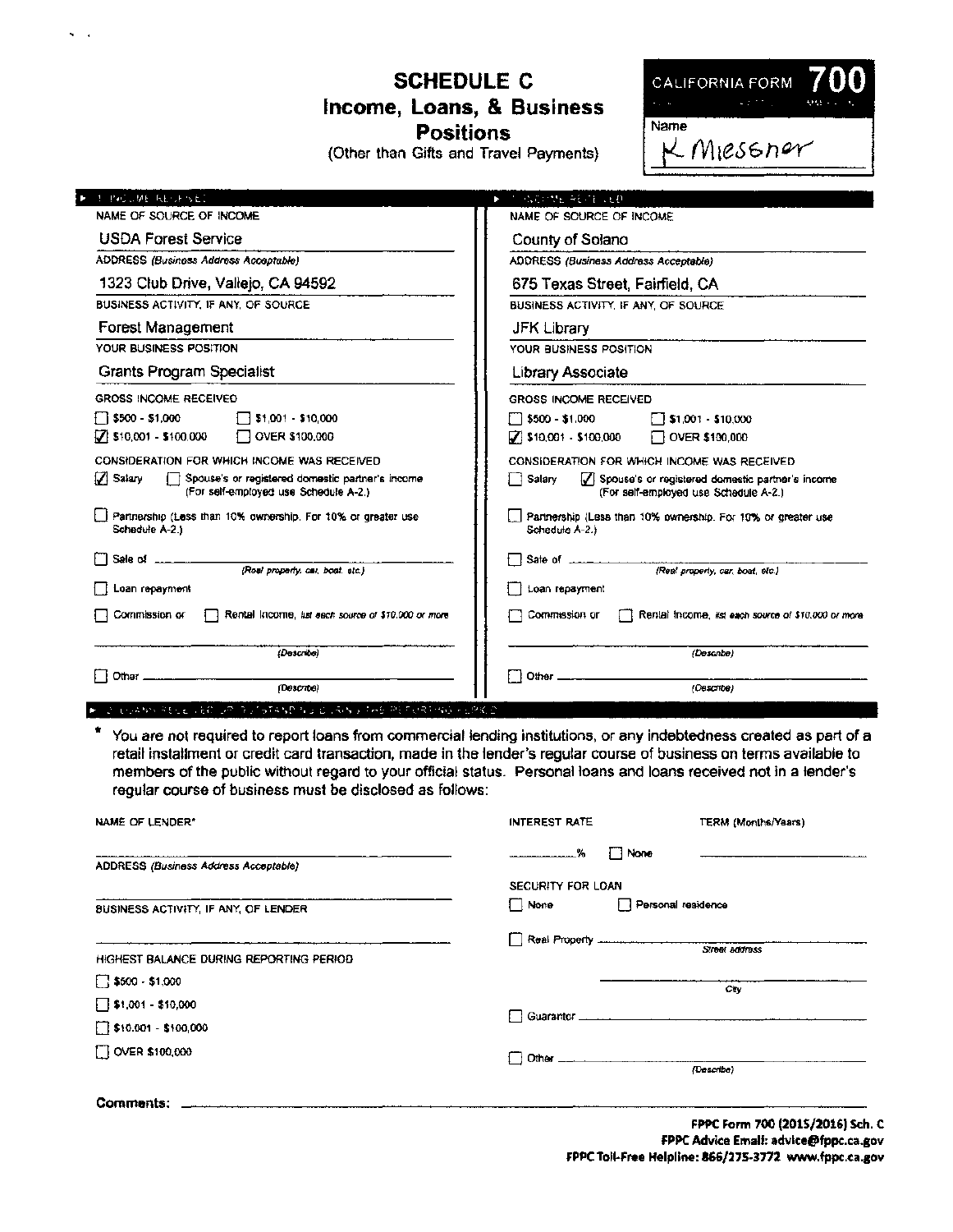# SCHEDULE C
## Income, Loans, & Business Positions
(Other than Gifts and Travel Payments)

**CALIFORNIA FORM 700**

Name: K Miessner

---

**1. INCOME RECEIVED**

NAME OF SOURCE OF INCOME: USDA Forest Service

ADDRESS (Business Address Acceptable): 1323 Club Drive, Vallejo, CA 94592

BUSINESS ACTIVITY, IF ANY, OF SOURCE: Forest Management

YOUR BUSINESS POSITION: Grants Program Specialist

GROSS INCOME RECEIVED

- [ ] $500 - $1,000
- [ ] $1,001 - $10,000
- [x] $10,001 - $100,000
- [ ] OVER $100,000

CONSIDERATION FOR WHICH INCOME WAS RECEIVED

- [x] Salary
- [ ] Spouse's or registered domestic partner's income (For self-employed use Schedule A-2.)
- [ ] Partnership (Less than 10% ownership. For 10% or greater use Schedule A-2.)
- [ ] Sale of ______ (Real property, car, boat, etc.)
- [ ] Loan repayment
- [ ] Commission or
- [ ] Rental Income, *list each source of $10,000 or more* ______ (Describe)
- [ ] Other ______ (Describe)

---

**1. INCOME RECEIVED**

NAME OF SOURCE OF INCOME: County of Solano

ADDRESS (Business Address Acceptable): 675 Texas Street, Fairfield, CA

BUSINESS ACTIVITY, IF ANY, OF SOURCE: JFK Library

YOUR BUSINESS POSITION: Library Associate

GROSS INCOME RECEIVED

- [ ] $500 - $1,000
- [ ] $1,001 - $10,000
- [x] $10,001 - $100,000
- [ ] OVER $100,000

CONSIDERATION FOR WHICH INCOME WAS RECEIVED

- [ ] Salary
- [x] Spouse's or registered domestic partner's income (For self-employed use Schedule A-2.)
- [ ] Partnership (Less than 10% ownership. For 10% or greater use Schedule A-2.)
- [ ] Sale of ______ (Real property, car, boat, etc.)
- [ ] Loan repayment
- [ ] Commission or
- [ ] Rental Income, *list each source of $10,000 or more* ______ (Describe)
- [ ] Other ______ (Describe)

---

**2. LOANS RECEIVED OR OUTSTANDING DURING THE REPORTING PERIOD**

\* You are not required to report loans from commercial lending institutions, or any indebtedness created as part of a retail installment or credit card transaction, made in the lender's regular course of business on terms available to members of the public without regard to your official status. Personal loans and loans received not in a lender's regular course of business must be disclosed as follows:

NAME OF LENDER* ______

ADDRESS (Business Address Acceptable) ______

BUSINESS ACTIVITY, IF ANY, OF LENDER ______

HIGHEST BALANCE DURING REPORTING PERIOD

- [ ] $500 - $1,000
- [ ] $1,001 - $10,000
- [ ] $10,001 - $100,000
- [ ] OVER $100,000

INTEREST RATE ______ % [ ] None

TERM (Months/Years) ______

SECURITY FOR LOAN

- [ ] None
- [ ] Personal residence
- [ ] Real Property ______ (Street address) ______ (City)
- [ ] Guarantor ______
- [ ] Other ______ (Describe)

**Comments:** ______

**FPPC Form 700 (2015/2016) Sch. C**
**FPPC Advice Email: advice@fppc.ca.gov**
**FPPC Toll-Free Helpline: 866/275-3772 www.fppc.ca.gov**